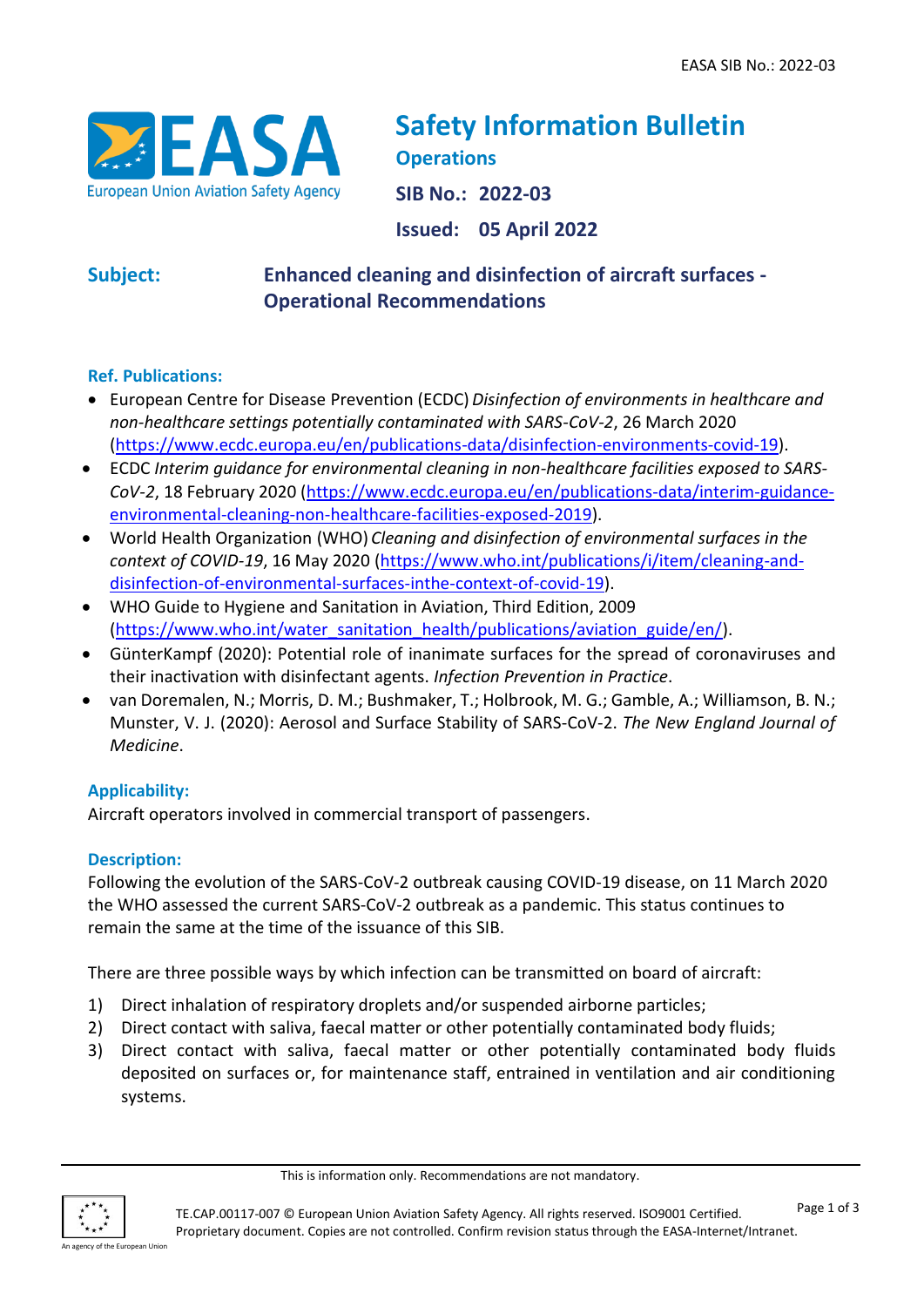# Safety Information Bulletin

**Operations**

**SIB No.: 2022-03**

**Issued: 05 April 2022**

**Subject:** **Enhanced cleaning and disinfection of aircraft surfaces - Operational Recommendations**

## Ref. Publications:

- European Centre for Disease Prevention (ECDC) *Disinfection of environments in healthcare and non-healthcare settings potentially contaminated with SARS-CoV-2*, 26 March 2020 (https://www.ecdc.europa.eu/en/publications-data/disinfection-environments-covid-19).
- ECDC *Interim guidance for environmental cleaning in non-healthcare facilities exposed to SARS-CoV-2*, 18 February 2020 (https://www.ecdc.europa.eu/en/publications-data/interim-guidance-environmental-cleaning-non-healthcare-facilities-exposed-2019).
- World Health Organization (WHO) *Cleaning and disinfection of environmental surfaces in the context of COVID-19*, 16 May 2020 (https://www.who.int/publications/i/item/cleaning-and-disinfection-of-environmental-surfaces-inthe-context-of-covid-19).
- WHO Guide to Hygiene and Sanitation in Aviation, Third Edition, 2009 (https://www.who.int/water_sanitation_health/publications/aviation_guide/en/).
- GünterKampf (2020): Potential role of inanimate surfaces for the spread of coronaviruses and their inactivation with disinfectant agents. *Infection Prevention in Practice*.
- van Doremalen, N.; Morris, D. M.; Bushmaker, T.; Holbrook, M. G.; Gamble, A.; Williamson, B. N.; Munster, V. J. (2020): Aerosol and Surface Stability of SARS-CoV-2. *The New England Journal of Medicine*.

## Applicability:

Aircraft operators involved in commercial transport of passengers.

## Description:

Following the evolution of the SARS-CoV-2 outbreak causing COVID-19 disease, on 11 March 2020 the WHO assessed the current SARS-CoV-2 outbreak as a pandemic. This status continues to remain the same at the time of the issuance of this SIB.

There are three possible ways by which infection can be transmitted on board of aircraft:

1) Direct inhalation of respiratory droplets and/or suspended airborne particles;
2) Direct contact with saliva, faecal matter or other potentially contaminated body fluids;
3) Direct contact with saliva, faecal matter or other potentially contaminated body fluids deposited on surfaces or, for maintenance staff, entrained in ventilation and air conditioning systems.

This is information only. Recommendations are not mandatory.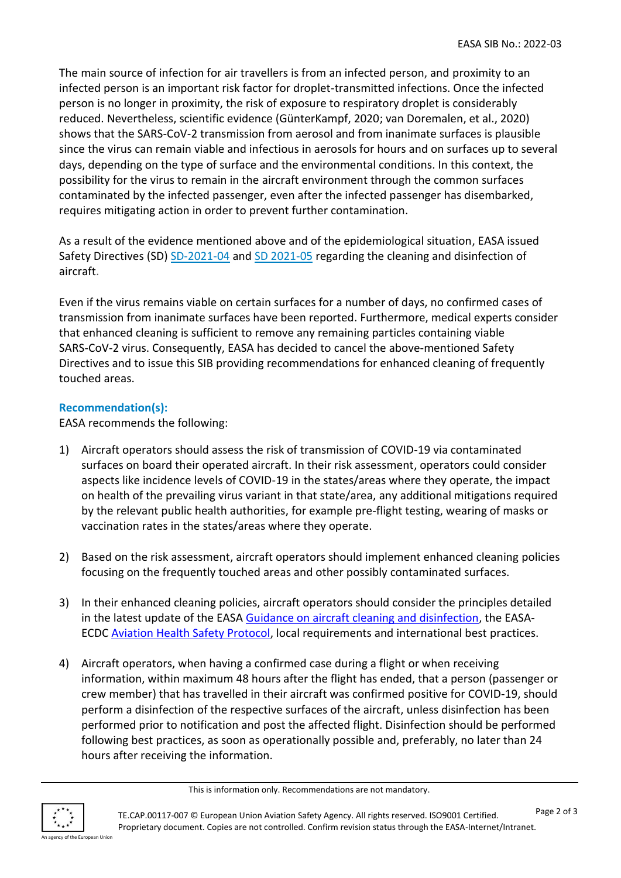The main source of infection for air travellers is from an infected person, and proximity to an infected person is an important risk factor for droplet-transmitted infections. Once the infected person is no longer in proximity, the risk of exposure to respiratory droplet is considerably reduced. Nevertheless, scientific evidence (GünterKampf, 2020; van Doremalen, et al., 2020) shows that the SARS-CoV-2 transmission from aerosol and from inanimate surfaces is plausible since the virus can remain viable and infectious in aerosols for hours and on surfaces up to several days, depending on the type of surface and the environmental conditions. In this context, the possibility for the virus to remain in the aircraft environment through the common surfaces contaminated by the infected passenger, even after the infected passenger has disembarked, requires mitigating action in order to prevent further contamination.

As a result of the evidence mentioned above and of the epidemiological situation, EASA issued Safety Directives (SD) SD-2021-04 and SD 2021-05 regarding the cleaning and disinfection of aircraft.

Even if the virus remains viable on certain surfaces for a number of days, no confirmed cases of transmission from inanimate surfaces have been reported. Furthermore, medical experts consider that enhanced cleaning is sufficient to remove any remaining particles containing viable SARS-CoV-2 virus. Consequently, EASA has decided to cancel the above-mentioned Safety Directives and to issue this SIB providing recommendations for enhanced cleaning of frequently touched areas.

**Recommendation(s):**

EASA recommends the following:

1) Aircraft operators should assess the risk of transmission of COVID-19 via contaminated surfaces on board their operated aircraft. In their risk assessment, operators could consider aspects like incidence levels of COVID-19 in the states/areas where they operate, the impact on health of the prevailing virus variant in that state/area, any additional mitigations required by the relevant public health authorities, for example pre-flight testing, wearing of masks or vaccination rates in the states/areas where they operate.

2) Based on the risk assessment, aircraft operators should implement enhanced cleaning policies focusing on the frequently touched areas and other possibly contaminated surfaces.

3) In their enhanced cleaning policies, aircraft operators should consider the principles detailed in the latest update of the EASA Guidance on aircraft cleaning and disinfection, the EASA-ECDC Aviation Health Safety Protocol, local requirements and international best practices.

4) Aircraft operators, when having a confirmed case during a flight or when receiving information, within maximum 48 hours after the flight has ended, that a person (passenger or crew member) that has travelled in their aircraft was confirmed positive for COVID-19, should perform a disinfection of the respective surfaces of the aircraft, unless disinfection has been performed prior to notification and post the affected flight. Disinfection should be performed following best practices, as soon as operationally possible and, preferably, no later than 24 hours after receiving the information.

This is information only. Recommendations are not mandatory.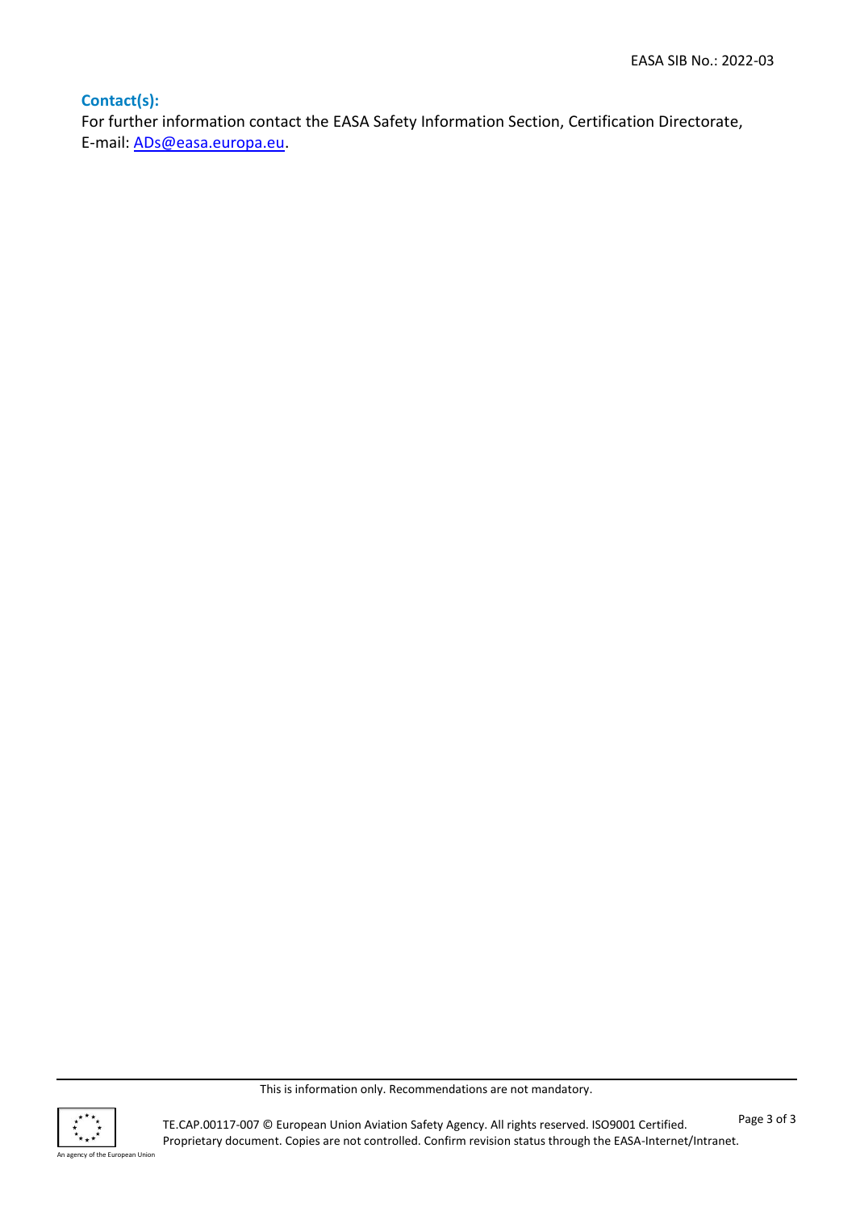**Contact(s):**

For further information contact the EASA Safety Information Section, Certification Directorate, E-mail: ADs@easa.europa.eu.